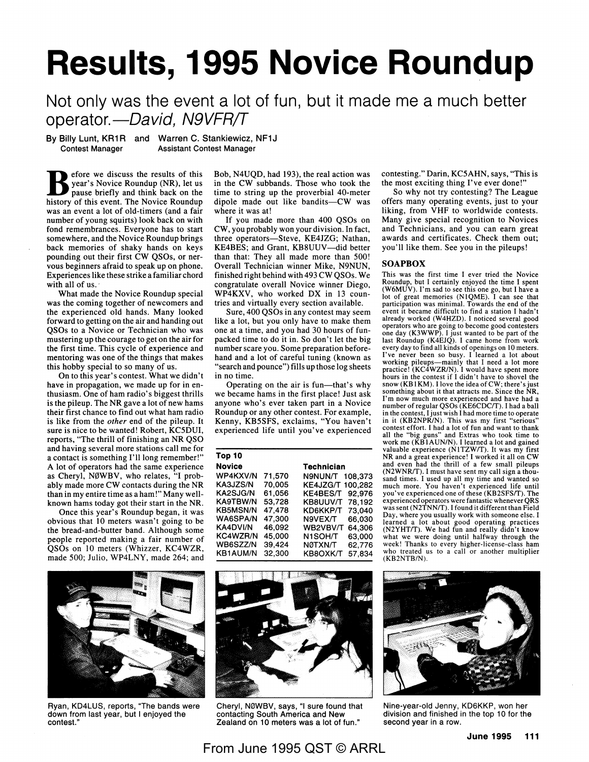# Results, 1995 Novice Roundup

## Not only was the event a lot of fun, but it made me a much better operator.—*David, N9VFR/T*

By Billy Lunt, KR1R, Contest Manager and Warren C. Stankiewicz, NF1J, Assistant Contest Manager

Before we discuss the results of this year's Novice Roundup (NR), let us pause briefly and think back on the history of this event. The Novice Roundup was an event a lot of old-timers (and a fair number of young squirts) look back on with fond remembrances. Everyone has to start somewhere, and the Novice Roundup brings back memories of shaky hands on keys pounding out their first CW QSOs, or nervous beginners afraid to speak up on phone. Experiences like these strike a familiar chord with all of us.

What made the Novice Roundup special was the coming together of newcomers and the experienced old hands. Many looked forward to getting on the air and handing out QSOs to a Novice or Technician who was mustering up the courage to get on the air for the first time. This cycle of experience and mentoring was one of the things that makes this hobby special to so many of us.

On to this year's contest. What we didn't have in propagation, we made up for in enthusiasm. One of ham radio's biggest thrills is the pileup. The NR gave a lot of new hams their first chance to find out what ham radio is like from the *other* end of the pileup. It sure is nice to be wanted! Robert, KC5DUI, reports, "The thrill of finishing an NR QSO and having several more stations call me for a contact is something I'll long remember!" A lot of operators had the same experience as Cheryl, NØWBV, who relates, "I probably made more CW contacts during the NR than in my entire time as a ham!" Many well-known hams today got their start in the NR.

Once this year's Roundup began, it was obvious that 10 meters wasn't going to be the bread-and-butter band. Although some people reported making a fair number of QSOs on 10 meters (Whizzer, KC4WZR, made 500; Julio, WP4LNY, made 264; and Bob, N4UQD, had 193), the real action was in the CW subbands. Those who took the time to string up the proverbial 40-meter dipole made out like bandits—CW was where it was at!

If you made more than 400 QSOs on CW, you probably won your division. In fact, three operators—Steve, KE4JZG; Nathan, KE4BES; and Grant, KB8UUV—did better than that: They all made more than 500! Overall Technician winner Mike, N9NUN, finished right behind with 493 CW QSOs. We congratulate overall Novice winner Diego, WP4KXV, who worked DX in 13 countries and virtually every section available.

Sure, 400 QSOs in any contest may seem like a lot, but you only have to make them one at a time, and you had 30 hours of fun-packed time to do it in. So don't let the big number scare you. Some preparation beforehand and a lot of careful tuning (known as "search and pounce") fills up those log sheets in no time.

Operating on the air is fun—that's why we became hams in the first place! Just ask anyone who's ever taken part in a Novice Roundup or any other contest. For example, Kenny, KB5SFS, exclaims, "You haven't experienced life until you've experienced contesting." Darin, KC5AHN, says, "This is the most exciting thing I've ever done!"

So why not try contesting? The League offers many operating events, just to your liking, from VHF to worldwide contests. Many give special recognition to Novices and Technicians, and you can earn great awards and certificates. Check them out; you'll like them. See you in the pileups!

**Top 10**

| Novice | | Technician | |
|---|---|---|---|
| WP4KXV/N | 71,570 | N9NUN/T | 108,373 |
| KA3JZS/N | 70,005 | KE4JZG/T | 100,282 |
| KA2SJG/N | 61,056 | KE4BES/T | 92,976 |
| KA9TBW/N | 53,728 | KB8UUV/T | 78,192 |
| KB5MSN/N | 47,478 | KD6KKP/T | 73,040 |
| WA6SPA/N | 47,300 | N9VEX/T | 66,030 |
| KA4DVI/N | 46,092 | WB2VBV/T | 64,306 |
| KC4WZR/N | 45,000 | N1SOH/T | 63,000 |
| WB6SZZ/N | 39,424 | NØTXN/T | 62,776 |
| KB1AUM/N | 32,300 | KB8OXK/T | 57,834 |

### SOAPBOX

This was the first time I ever tried the Novice Roundup, but I certainly enjoyed the time I spent (W6MUV). I'm sad to see this one go, but I have a lot of great memories (N1QME). I can see that participation was minimal. Towards the end of the event it became difficult to find a station I hadn't already worked (W4HZD). I noticed several good operators who are going to become good contesters one day (K3WWP). I just wanted to be part of the last Roundup (K4EJQ). I came home from work every day to find all kinds of openings on 10 meters. I've never been so busy. I learned a lot about working pileups—mainly that I need a lot more practice! (KC4WZR/N). I would have spent more hours in the contest if I didn't have to shovel the snow (KB1KM). I love the idea of CW; there's just something about it that attracts me. Since the NR, I'm now much more experienced and have had a number of regular QSOs (KE6CDC/T). I had a ball in the contest, I just wish I had more time to operate in it (KB2NPR/N). This was my first "serious" contest effort. I had a lot of fun and want to thank all the "big guns" and Extras who took time to work me (KB1AUN/N). I learned a lot and gained valuable experience (N1TZW/T). It was my first NR and a great experience! I worked it all on CW and even had the thrill of a few small pileups (N2WNR/T). I must have sent my call sign a thousand times. I used up all my time and wanted so much more. You haven't experienced life until you've experienced one of these (KB2SFS/T). The experienced operators were fantastic whenever QRS was sent (N2TNN/T). I found it different than Field Day, where you usually work with someone else. I learned a lot about good operating practices (N2YHT/T). We had fun and really didn't know what we were doing until halfway through the week! Thanks to every higher-license-class ham who treated us to a call or another multiplier (KB2NTB/N).

Ryan, KD4LUS, reports, "The bands were down from last year, but I enjoyed the contest."

Cheryl, NØWBV, says, "I sure found that contacting South America and New Zealand on 10 meters was a lot of fun."

Nine-year-old Jenny, KD6KKP, won her division and finished in the top 10 for the second year in a row.

From June 1995 QST © ARRL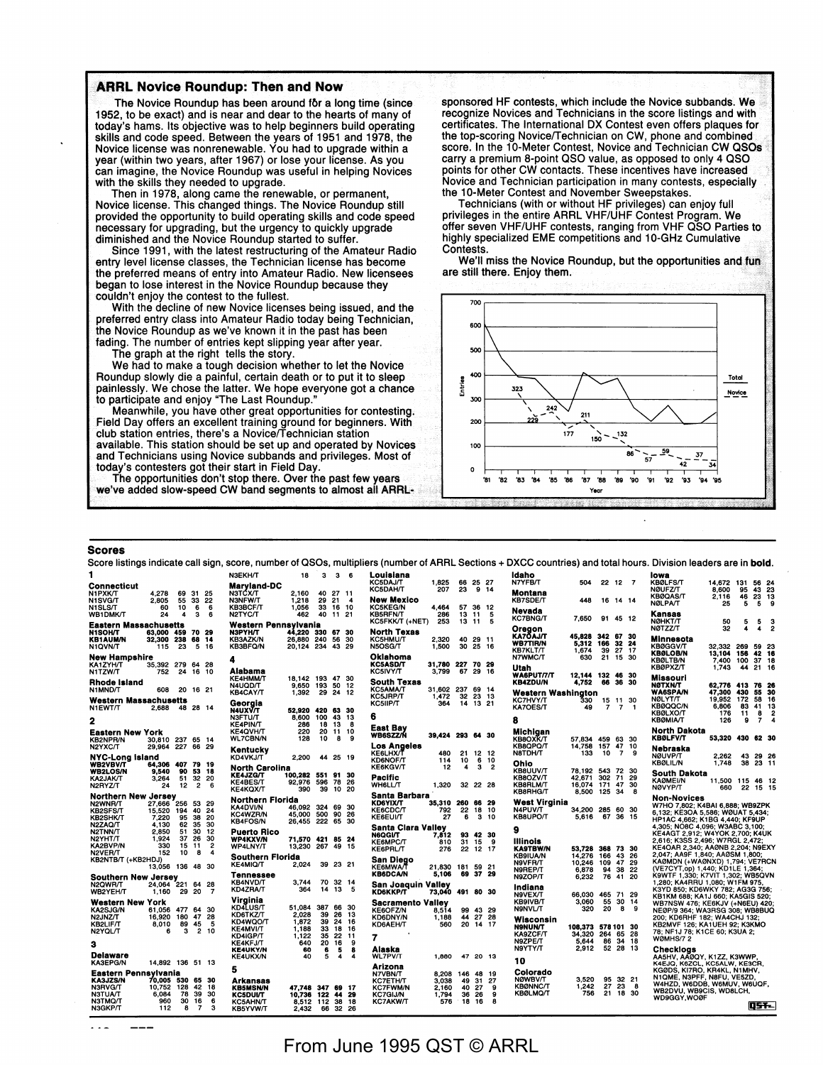## ARRL Novice Roundup: Then and Now

The Novice Roundup has been around for a long time (since 1952, to be exact) and is near and dear to the hearts of many of today's hams. Its objective was to help beginners build operating skills and code speed. Between the years of 1951 and 1978, the Novice license was nonrenewable. You had to upgrade within a year (within two years, after 1967) or lose your license. As you can imagine, the Novice Roundup was useful in helping Novices with the skills they needed to upgrade.

Then in 1978, along came the renewable, or permanent, Novice license. This changed things. The Novice Roundup still provided the opportunity to build operating skills and code speed necessary for upgrading, but the urgency to quickly upgrade diminished and the Novice Roundup started to suffer.

Since 1991, with the latest restructuring of the Amateur Radio entry level license classes, the Technician license has become the preferred means of entry into Amateur Radio. New licensees began to lose interest in the Novice Roundup because they couldn't enjoy the contest to the fullest.

With the decline of new Novice licenses being issued, and the preferred entry class into Amateur Radio today being Technician, the Novice Roundup as we've known it in the past has been fading. The number of entries kept slipping year after year.

The graph at the right tells the story.

We had to make a tough decision whether to let the Novice Roundup slowly die a painful, certain death or to put it to sleep painlessly. We chose the latter. We hope everyone got a chance to participate and enjoy "The Last Roundup."

Meanwhile, you have other great opportunities for contesting. Field Day offers an excellent training ground for beginners. With club station entries, there's a Novice/Technician station available. This station should be set up and operated by Novices and Technicians using Novice subbands and privileges. Most of today's contesters got their start in Field Day.

The opportunities don't stop there. Over the past few years we've added slow-speed CW band segments to almost all ARRL-sponsored HF contests, which include the Novice subbands. We recognize Novices and Technicians in the score listings and with certificates. The International DX Contest even offers plaques for the top-scoring Novice/Technician on CW, phone and combined score. In the 10-Meter Contest, Novice and Technician CW QSOs carry a premium 8-point QSO value, as opposed to only 4 QSO points for other CW contacts. These incentives have increased Novice and Technician participation in many contests, especially the 10-Meter Contest and November Sweepstakes.

Technicians (with or without HF privileges) can enjoy full privileges in the entire ARRL VHF/UHF Contest Program. We offer seven VHF/UHF contests, ranging from VHF QSO Parties to highly specialized EME competitions and 10-GHz Cumulative Contests.

We'll miss the Novice Roundup, but the opportunities and fun are still there. Enjoy them.

Entries
700
600
500
400
300
200
100
0
323
242
229
211
177
150
132
86
57
59
42
37
34
Total
Novice
'81 '82 '83 '84 '85 '86 '87 '88 '89 '90 '91 '92 '93 '94 '95
Year

## Scores

Score listings indicate call sign, score, number of QSOs, multipliers (number of ARRL Sections + DXCC countries) and total hours. Division leaders are in **bold**.

### 1

**Connecticut**
N1PXK/T 4,278 69 31 25
N1SVG/T 2,805 55 33 22
N1SLS/T 60 10 6 6
WB1DMK/T 24 4 3 6

**Eastern Massachusetts**
**N1SOH/T 63,000 459 70 29**
**KB1AUM/N 32,300 238 68 14**
N1QVN/T 115 23 5 16

**New Hampshire**
KA1ZYH/T 35,392 279 64 28
N1TZW/T 752 24 16 10

**Rhode Island**
N1MND/T 608 20 16 21

**Western Massachusetts**
N1EWT/T 2,688 48 28 14

### 2

**Eastern New York**
KB2NPR/N 30,610 237 65 14
N2YXC/T 29,964 227 66 29

**NYC-Long Island**
**WB2VBV/T 64,306 407 79 19**
**WB2LOS/N 9,540 90 53 18**
KA2JAK/T 3,264 51 32 20
N2RYZ/T 24 12 2 6

**Northern New Jersey**
N2WNR/T 27,666 256 53 29
KB2SFS/T 15,520 194 40 24
KB2SHK/T 7,220 95 38 20
N2ZAQ/T 4,130 62 35 30
N2TNN/T 2,850 51 30 12
N2YHT/T 1,924 37 26 30
KA2BVP/N 330 15 11 2
N2VER/T 152 10 8 4
KB2NTB/T (+KB2HDJ) 13,056 136 48 30

**Southern New Jersey**
N2QWR/T 24,064 221 64 28
WB2YEH/T 1,160 29 20 7

**Western New York**
KA2SJG/N 61,056 477 64 30
N2JNZ/T 16,920 180 47 28
KB2LIF/T 8,010 89 45 5
N2YQL/T 6 3 2 10

### 3

**Delaware**
KA3EPG/N 14,892 136 51 13

**Eastern Pennsylvania**
**KA3JZS/N 70,005 530 65 30**
N3RVG/T 10,752 128 42 18
N3TUA/T 6,084 78 39 30
N3TMQ/T 960 30 16 6
N3GKP/T 112 8 7 3
N3EKH/T 18 3 3 6

**Maryland-DC**
N3TCX/T 2,160 40 27 11
N3NFW/T 1,218 29 21 4
KB3BCF/T 1,056 33 16 10
N2TYC/T 462 40 11 21

**Western Pennsylvania**
**N3PYH/T 44,220 330 67 30**
KB3AZK/N 26,880 240 56 30
KB3BFQ/N 20,124 234 43 29

### 4

**Alabama**
KE4HMM/T 18,142 193 47 30
N4UOD/T 9,650 193 50 12
KB4CAY/T 1,392 29 24 12

**Georgia**
**N4UXV/T 52,920 420 63 30**
N3FTU/T 8,600 100 43 13
KE4PIN/T 286 18 13 8
KE4QVH/T 220 20 11 10
WL7CBN/N 128 10 8 9

**Kentucky**
KD4VKJ/T 2,200 44 25 19

**North Carolina**
**KE4JZG/T 100,282 551 91 30**
KE4BES/T 92,976 596 78 26
KE4KQX/T 390 39 10 20

**Northern Florida**
KA4DVI/N 46,092 324 69 30
KC4WZR/N 45,000 500 90 26
KB4FOS/N 26,455 222 65 30

**Puerto Rico**
**WP4KXV/N 71,570 421 85 24**
WP4LNY/T 13,230 267 49 15

**Southern Florida**
KE4MIQ/T 2,024 39 23 21

**Tennessee**
KB4NVD/T 3,744 70 32 14
KD4ZRA/T 364 14 13 5

**Virginia**
KD4LUS/T 51,084 387 66 30
KD6TKZ/T 2,028 39 26 13
KD4WQO/T 1,872 39 24 16
KE4MVI/T 1,188 33 18 16
KD4IGP/T 1,122 35 22 11
KE4KFJ/T 640 20 16 9
**KE4UKY/N 60 6 5 8**
KE4UKX/N 40 5 4 4

### 5

**Arkansas**
**KB5MSN/N 47,748 347 69 17**
**KC5DUI/T 10,736 122 44 29**
KC5AHN/T 8,512 112 38 18
KB5YVW/T 2,432 66 32 26

**Louisiana**
KC5DAJ/T 1,825 66 25 27
KC5DAH/T 207 23 9 14

**New Mexico**
KC5KEG/N 4,464 57 36 12
KB5RFN/T 286 13 11 5
KC5FKK/T (+NET) 253 13 11 5

**North Texas**
KC5HMU/T 2,320 40 29 11
N5OSG/T 1,500 30 25 16

**Oklahoma**
**KC5ASD/T 31,780 227 70 29**
KC5IVY/T 3,799 67 29 16

**South Texas**
KC5AMA/T 31,602 237 69 14
KC5JRP/T 1,472 32 23 13
KC5IIP/T 364 14 13 21

### 6

**East Bay**
**WB6SZZ/N 39,424 293 64 30**

**Los Angeles**
KE6LHX/T 480 21 12 12
KD6NOF/T 114 10 6 10
KE6KGV/T 12 4 3 2

**Pacific**
WH6LL/T 1,320 32 22 28

**Santa Barbara**
**KD6YIX/T 35,310 260 66 29**
KE6CDC/T 792 22 18 10
KE6EUI/T 27 6 3 10

**Santa Clara Valley**
**N6QGI/T 7,812 93 42 30**
KE6MPC/T 810 31 15 9
KE6PRL/T 276 22 12 17

**San Diego**
KE6MWA/T 21,830 181 59 21
**KB6DCA/N 5,106 69 37 29**

**San Joaquin Valley**
**KD6KKP/T 73,040 491 80 30**

**Sacramento Valley**
KE6OFZ/N 8,514 99 43 29
KD6DNY/N 1,188 44 27 28
KD6AEH/T 560 20 14 17

### 7

**Alaska**
WL7PV/T 1,880 47 20 13

**Arizona**
N7VBN/T 8,208 146 48 19
KC7ETH/T 3,038 49 31 27
KC7FWM/N 2,160 40 27 9
KC7GIJ/N 1,794 36 26 9
KC7AKW/T 576 18 16 8

**Idaho**
N7YFB/T 504 22 12 7

**Montana**
KB7SDE/T 448 16 14 14

**Nevada**
KC7BNG/T 7,650 91 45 12

**Oregon**
**KA7OAJ/T 45,828 342 67 30**
**WB7TIR/N 5,312 166 32 24**
KB7KLT/T 1,674 39 27 17
N7WMC/T 630 21 15 30

**Utah**
**WA6PUT/7/T 12,144 132 46 30**
**KB4ZDU/N 4,752 66 36 30**

**Western Washington**
KC7HVY/T 330 15 11 30
KA7OES/T 49 7 7 1

### 8

**Michigan**
KB8OXK/T 57,834 459 63 30
KB8QPQ/T 14,758 157 47 10
N8TDH/T 133 10 7 9

**Ohio**
KB8UUV/T 78,192 543 72 30
KB8OZV/T 42,671 302 71 29
KB8RLM/T 16,074 171 47 30
KB8RHG/T 8,500 125 34 8

**West Virginia**
N4PUV/T 34,200 285 60 30
KB8UPO/T 5,616 67 36 15

### 9

**Illinois**
**KA9TBW/N 53,728 368 73 30**
KB9IUA/N 14,276 166 43 26
N9VFR/T 10,246 109 47 29
N9REP/T 6,878 94 38 22
N9ZOP/T 6,232 76 41 20

**Indiana**
N9VEX/T 66,030 465 71 29
KB9IVB/T 3,060 55 30 14
N9NVL/T 320 20 8 9

**Wisconsin**
**N9NUN/T 108,373 578 101 30**
KA9ZCF/T 34,320 264 65 28
N9ZPE/T 5,644 86 34 18
N9YTY/T 2,912 52 28 13

### 10

**Colorado**
NØWBV/T 3,520 95 32 21
KBØNNC/T 1,242 27 23 8
KBØLMQ/T 756 21 18 30

**Iowa**
KBØLFS/T 14,672 131 56 24
NØUFZ/T 8,600 95 43 23
KBØQAS/T 2,116 46 23 13
NØLPA/T 25 5 5 9

**Kansas**
NØHKT/T 50 5 5 3
NØTZZ/T 32 4 4 2

**Minnesota**
KBØGGV/T 32,332 269 59 23
**KBØLOB/N 13,104 156 42 16**
KBØLTB/N 7,400 100 37 18
KBØPXZ/T 1,743 44 21 16

**Missouri**
**NØTXN/T 62,776 413 76 26**
**WA6SPA/N 47,300 430 55 30**
NØLYT/T 19,952 172 58 16
KBØQQC/N 6,806 83 41 13
KBØLXO/T 176 11 8 2
KBØMIA/T 126 9 7 4

**North Dakota**
**KBØLFV/T 53,320 430 62 30**

**Nebraska**
NØUVP/T 2,262 43 29 26
KBØLIL/N 1,748 38 23 11

**South Dakota**
KAØMEI/N 11,500 115 46 12
NØVYP/T 660 22 15 15

**Non-Novices**
W7HO 7,802; K4BAI 6,888; WB9ZPK 6,132; KE3OA 5,586; WØUAT 5,434; HP1AC 4,662; K1BG 4,440; KF9UP 4,305; NO8C 4,096; W3ABC 3,100; KE4AGT 2,912; W4YOK 2,700; K4UK 2,616; K3SS 2,496; W7RGL 2,472; KE4OAR 2,340; AAØNB 2,204; N9EXY 2,047; AA9F 1,840; AAØSM 1,800; KAØMDN (+WAØNXD) 1,794; VE7RCN (VE7CYT,op) 1,440; KD1LE 1,364; K9WTF 1,330; K7VIT 1,302; WB5QVN 1,280; KA4RRU 1,080; W1FM 975, K3YD 850; KD6WKY 782; AG3G 756; KB1KM 688; KA1J 660; KA5GIS 520; WB7NSW 476; KE6KJV (+N6EU) 420; NEØP/9 364; WA3RSG 308; WB8BUQ 200; KD6RHF 182; WA4CHJ 132; KB2MVF 126; KA1UEH 92; K3KMO 78; NF1J 78; K1CE 60; K3UA 2; WØMHS/7 2

**Checklogs**
AA5HV, AAØQY, K1ZZ, K3WWP, K4EJQ, K6ZCL, KC5LAW, KE3CR, KGØDS, KI7RO, KR4KL, N1MHV, N1QME, N3PFF, N8FU, VE5ZD, W4HZD, W6DDB, W6MUV, W6UQF, WB2DVU, WB9CIS, WD8LCH, WD9GGY, WOØF

From June 1995 QST © ARRL